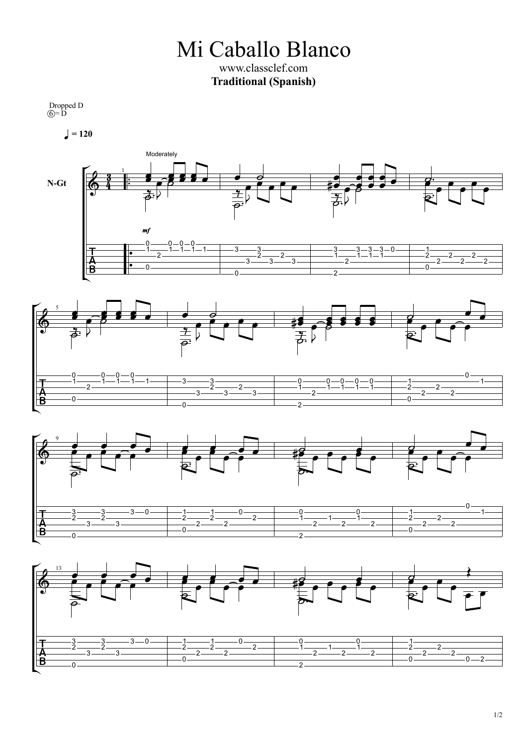# Mi Caballo Blanco

www.classclef.com

**Traditional (Spanish)**

Dropped D
⑥= D

♩ = 120

Moderately

N-Gt

*mf*